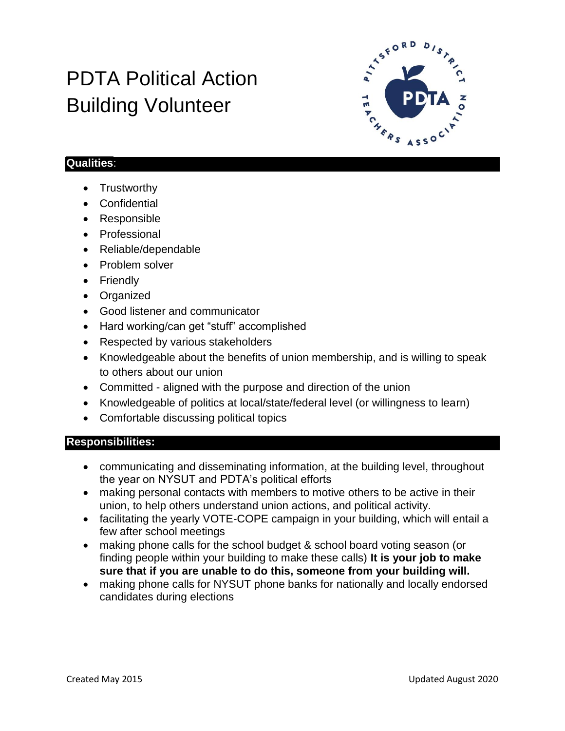# PDTA Political Action Building Volunteer

## Qualities:

- Trustworthy
- Confidential
- Responsible
- Professional
- Reliable/dependable
- Problem solver
- Friendly
- Organized
- Good listener and communicator
- Hard working/can get "stuff" accomplished
- Respected by various stakeholders
- Knowledgeable about the benefits of union membership, and is willing to speak to others about our union
- Committed - aligned with the purpose and direction of the union
- Knowledgeable of politics at local/state/federal level (or willingness to learn)
- Comfortable discussing political topics

## Responsibilities:

- communicating and disseminating information, at the building level, throughout the year on NYSUT and PDTA's political efforts
- making personal contacts with members to motive others to be active in their union, to help others understand union actions, and political activity.
- facilitating the yearly VOTE-COPE campaign in your building, which will entail a few after school meetings
- making phone calls for the school budget & school board voting season (or finding people within your building to make these calls) **It is your job to make sure that if you are unable to do this, someone from your building will.**
- making phone calls for NYSUT phone banks for nationally and locally endorsed candidates during elections

Created May 2015

Updated August 2020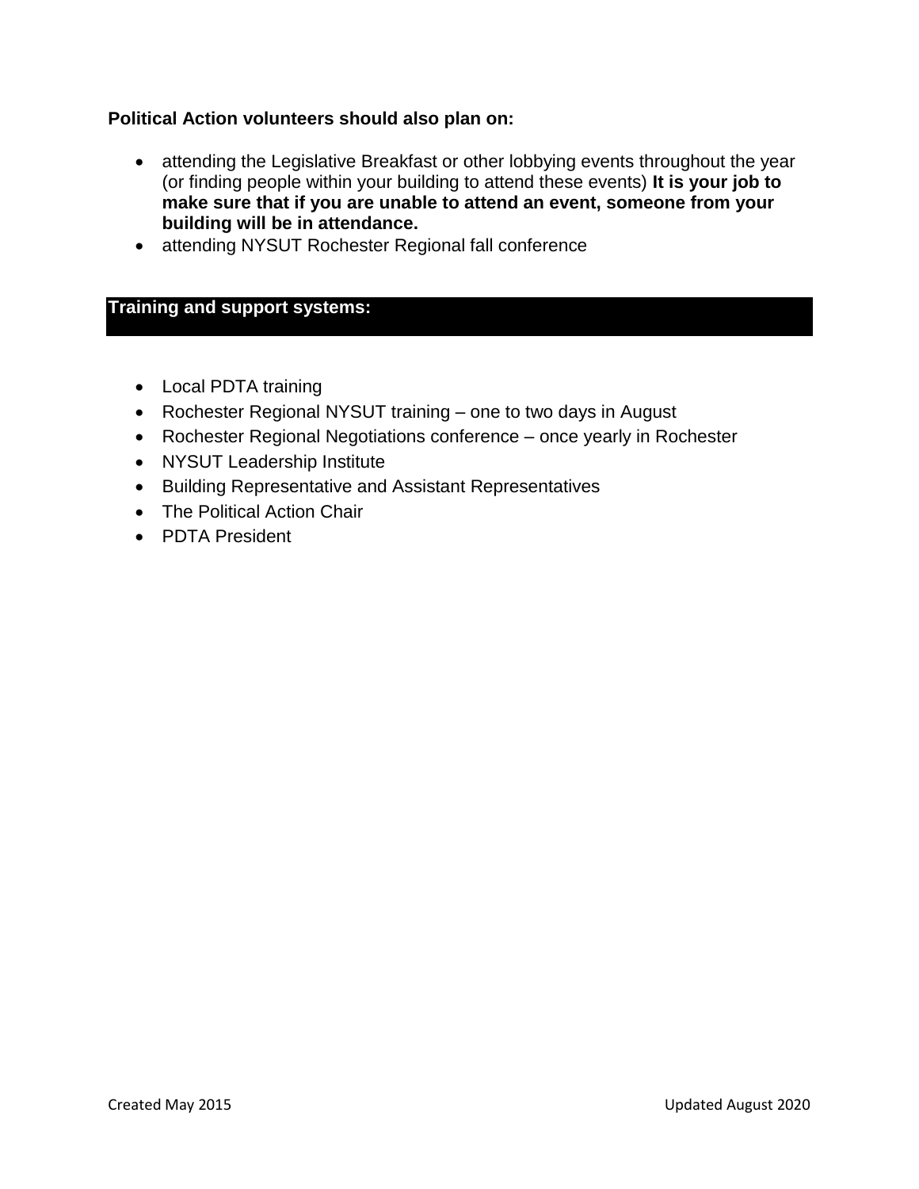**Political Action volunteers should also plan on:**

- attending the Legislative Breakfast or other lobbying events throughout the year (or finding people within your building to attend these events) **It is your job to make sure that if you are unable to attend an event, someone from your building will be in attendance.**
- attending NYSUT Rochester Regional fall conference

## Training and support systems:

- Local PDTA training
- Rochester Regional NYSUT training – one to two days in August
- Rochester Regional Negotiations conference – once yearly in Rochester
- NYSUT Leadership Institute
- Building Representative and Assistant Representatives
- The Political Action Chair
- PDTA President

Created May 2015 Updated August 2020